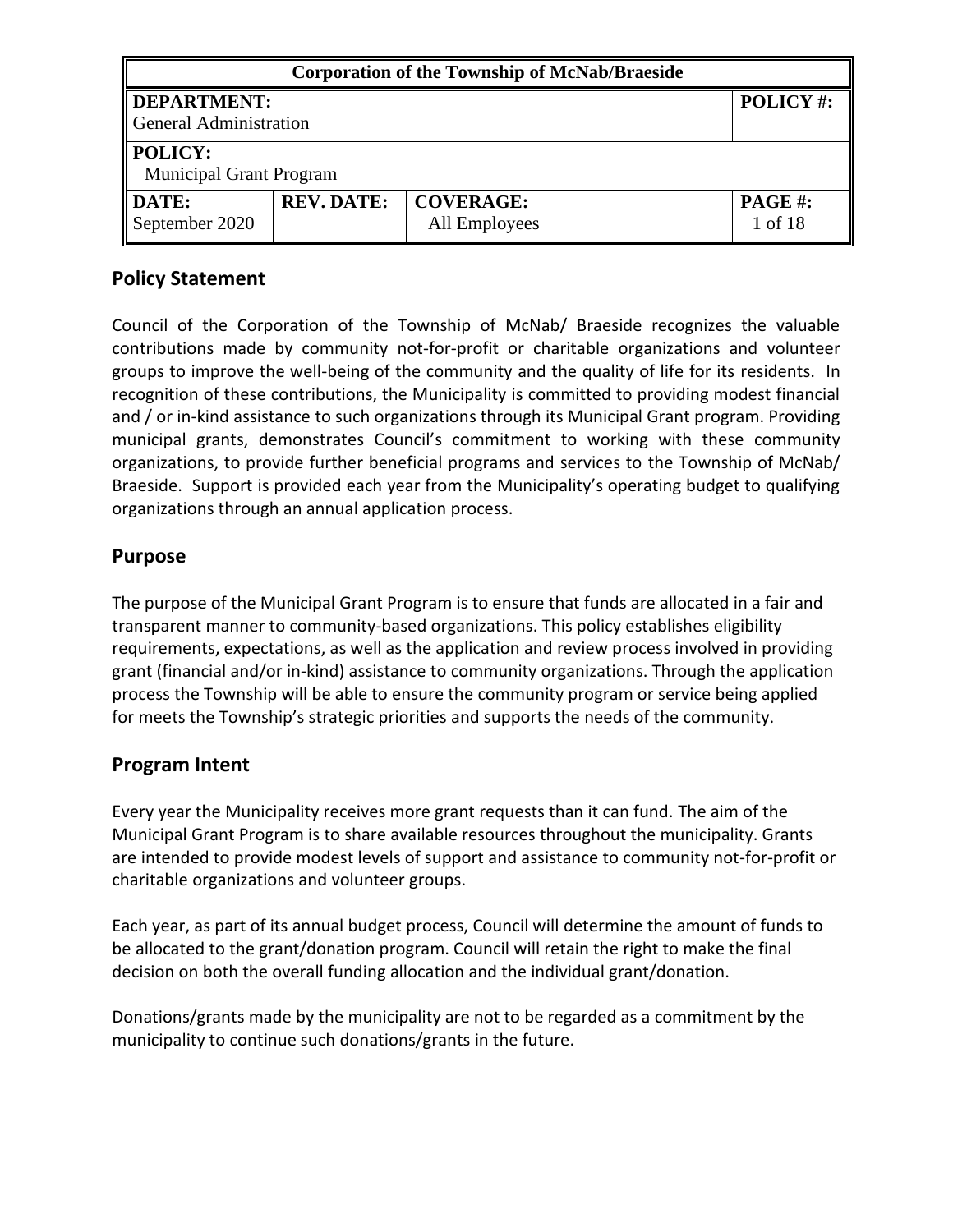| Corporation of the Township of McNab/Braeside | | | |
|---|---|---|---|
| **DEPARTMENT:** General Administration | | | **POLICY #:** |
| **POLICY:** Municipal Grant Program | | | |
| **DATE:** September 2020 | **REV. DATE:** | **COVERAGE:** All Employees | **PAGE #:** 1 of 18 |

## Policy Statement

Council of the Corporation of the Township of McNab/ Braeside recognizes the valuable contributions made by community not-for-profit or charitable organizations and volunteer groups to improve the well-being of the community and the quality of life for its residents. In recognition of these contributions, the Municipality is committed to providing modest financial and / or in-kind assistance to such organizations through its Municipal Grant program. Providing municipal grants, demonstrates Council's commitment to working with these community organizations, to provide further beneficial programs and services to the Township of McNab/ Braeside. Support is provided each year from the Municipality's operating budget to qualifying organizations through an annual application process.

## Purpose

The purpose of the Municipal Grant Program is to ensure that funds are allocated in a fair and transparent manner to community-based organizations. This policy establishes eligibility requirements, expectations, as well as the application and review process involved in providing grant (financial and/or in-kind) assistance to community organizations. Through the application process the Township will be able to ensure the community program or service being applied for meets the Township's strategic priorities and supports the needs of the community.

## Program Intent

Every year the Municipality receives more grant requests than it can fund. The aim of the Municipal Grant Program is to share available resources throughout the municipality. Grants are intended to provide modest levels of support and assistance to community not-for-profit or charitable organizations and volunteer groups.

Each year, as part of its annual budget process, Council will determine the amount of funds to be allocated to the grant/donation program. Council will retain the right to make the final decision on both the overall funding allocation and the individual grant/donation.

Donations/grants made by the municipality are not to be regarded as a commitment by the municipality to continue such donations/grants in the future.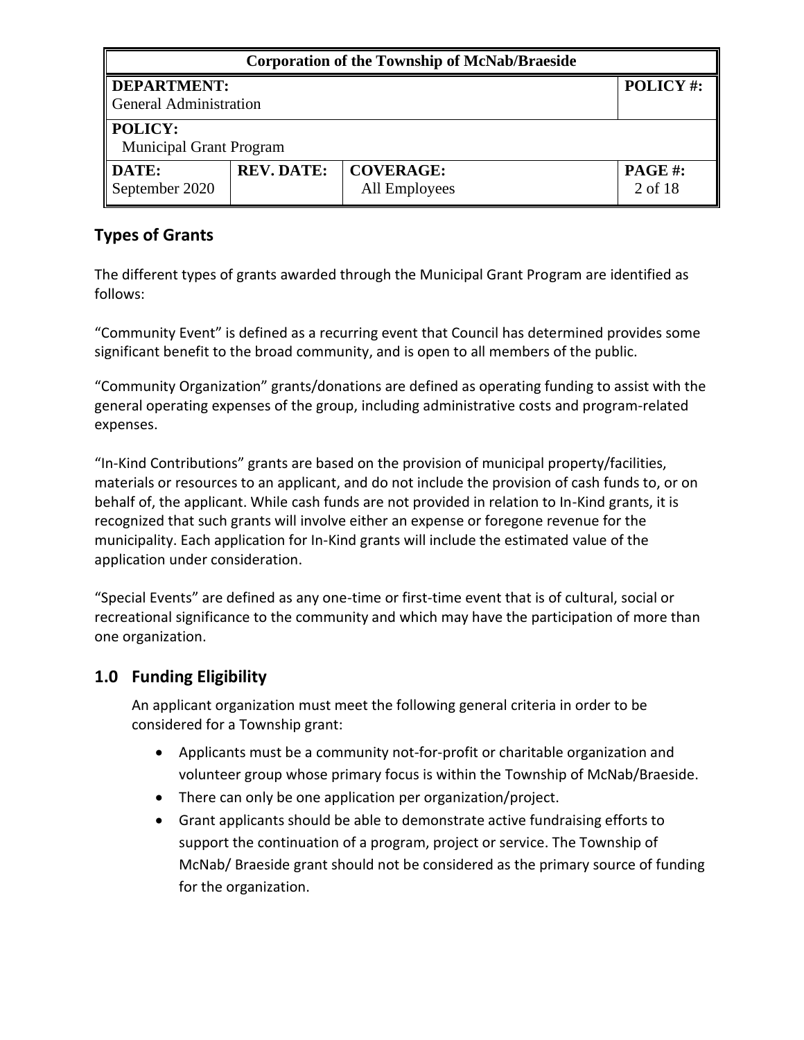## Types of Grants

The different types of grants awarded through the Municipal Grant Program are identified as follows:

"Community Event" is defined as a recurring event that Council has determined provides some significant benefit to the broad community, and is open to all members of the public.

"Community Organization" grants/donations are defined as operating funding to assist with the general operating expenses of the group, including administrative costs and program-related expenses.

"In-Kind Contributions" grants are based on the provision of municipal property/facilities, materials or resources to an applicant, and do not include the provision of cash funds to, or on behalf of, the applicant. While cash funds are not provided in relation to In-Kind grants, it is recognized that such grants will involve either an expense or foregone revenue for the municipality. Each application for In-Kind grants will include the estimated value of the application under consideration.

"Special Events" are defined as any one-time or first-time event that is of cultural, social or recreational significance to the community and which may have the participation of more than one organization.

## 1.0 Funding Eligibility

An applicant organization must meet the following general criteria in order to be considered for a Township grant:

- Applicants must be a community not-for-profit or charitable organization and volunteer group whose primary focus is within the Township of McNab/Braeside.
- There can only be one application per organization/project.
- Grant applicants should be able to demonstrate active fundraising efforts to support the continuation of a program, project or service. The Township of McNab/ Braeside grant should not be considered as the primary source of funding for the organization.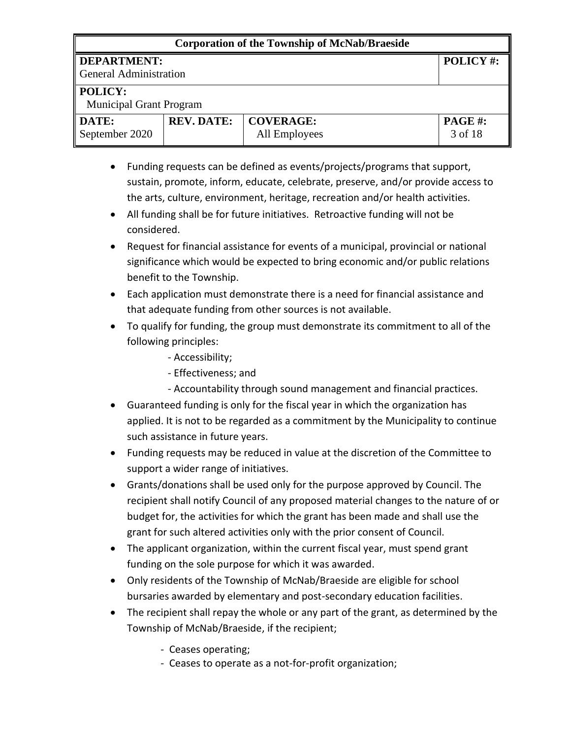- Funding requests can be defined as events/projects/programs that support, sustain, promote, inform, educate, celebrate, preserve, and/or provide access to the arts, culture, environment, heritage, recreation and/or health activities.
- All funding shall be for future initiatives. Retroactive funding will not be considered.
- Request for financial assistance for events of a municipal, provincial or national significance which would be expected to bring economic and/or public relations benefit to the Township.
- Each application must demonstrate there is a need for financial assistance and that adequate funding from other sources is not available.
- To qualify for funding, the group must demonstrate its commitment to all of the following principles:
  - Accessibility;
  - Effectiveness; and
  - Accountability through sound management and financial practices.
- Guaranteed funding is only for the fiscal year in which the organization has applied. It is not to be regarded as a commitment by the Municipality to continue such assistance in future years.
- Funding requests may be reduced in value at the discretion of the Committee to support a wider range of initiatives.
- Grants/donations shall be used only for the purpose approved by Council. The recipient shall notify Council of any proposed material changes to the nature of or budget for, the activities for which the grant has been made and shall use the grant for such altered activities only with the prior consent of Council.
- The applicant organization, within the current fiscal year, must spend grant funding on the sole purpose for which it was awarded.
- Only residents of the Township of McNab/Braeside are eligible for school bursaries awarded by elementary and post-secondary education facilities.
- The recipient shall repay the whole or any part of the grant, as determined by the Township of McNab/Braeside, if the recipient;
  - Ceases operating;
  - Ceases to operate as a not-for-profit organization;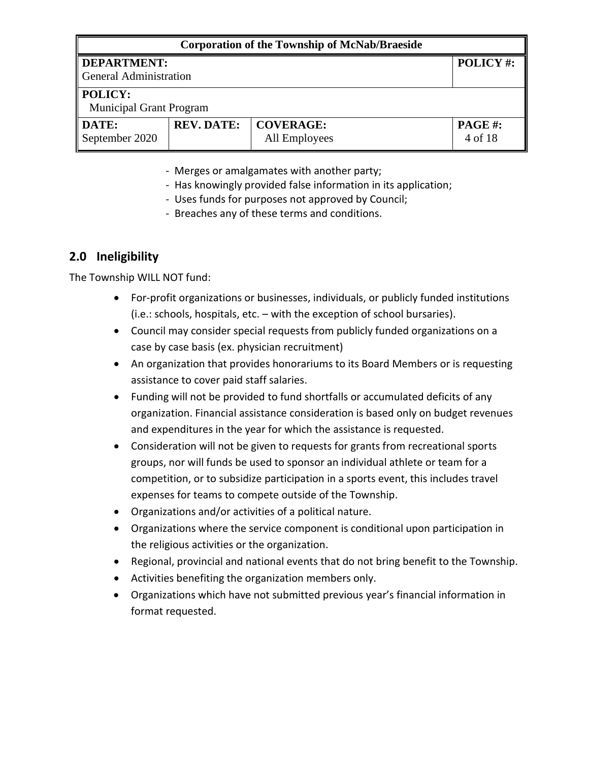- Merges or amalgamates with another party;
- Has knowingly provided false information in its application;
- Uses funds for purposes not approved by Council;
- Breaches any of these terms and conditions.

## 2.0 Ineligibility

The Township WILL NOT fund:

- For-profit organizations or businesses, individuals, or publicly funded institutions (i.e.: schools, hospitals, etc. – with the exception of school bursaries).
- Council may consider special requests from publicly funded organizations on a case by case basis (ex. physician recruitment)
- An organization that provides honorariums to its Board Members or is requesting assistance to cover paid staff salaries.
- Funding will not be provided to fund shortfalls or accumulated deficits of any organization. Financial assistance consideration is based only on budget revenues and expenditures in the year for which the assistance is requested.
- Consideration will not be given to requests for grants from recreational sports groups, nor will funds be used to sponsor an individual athlete or team for a competition, or to subsidize participation in a sports event, this includes travel expenses for teams to compete outside of the Township.
- Organizations and/or activities of a political nature.
- Organizations where the service component is conditional upon participation in the religious activities or the organization.
- Regional, provincial and national events that do not bring benefit to the Township.
- Activities benefiting the organization members only.
- Organizations which have not submitted previous year's financial information in format requested.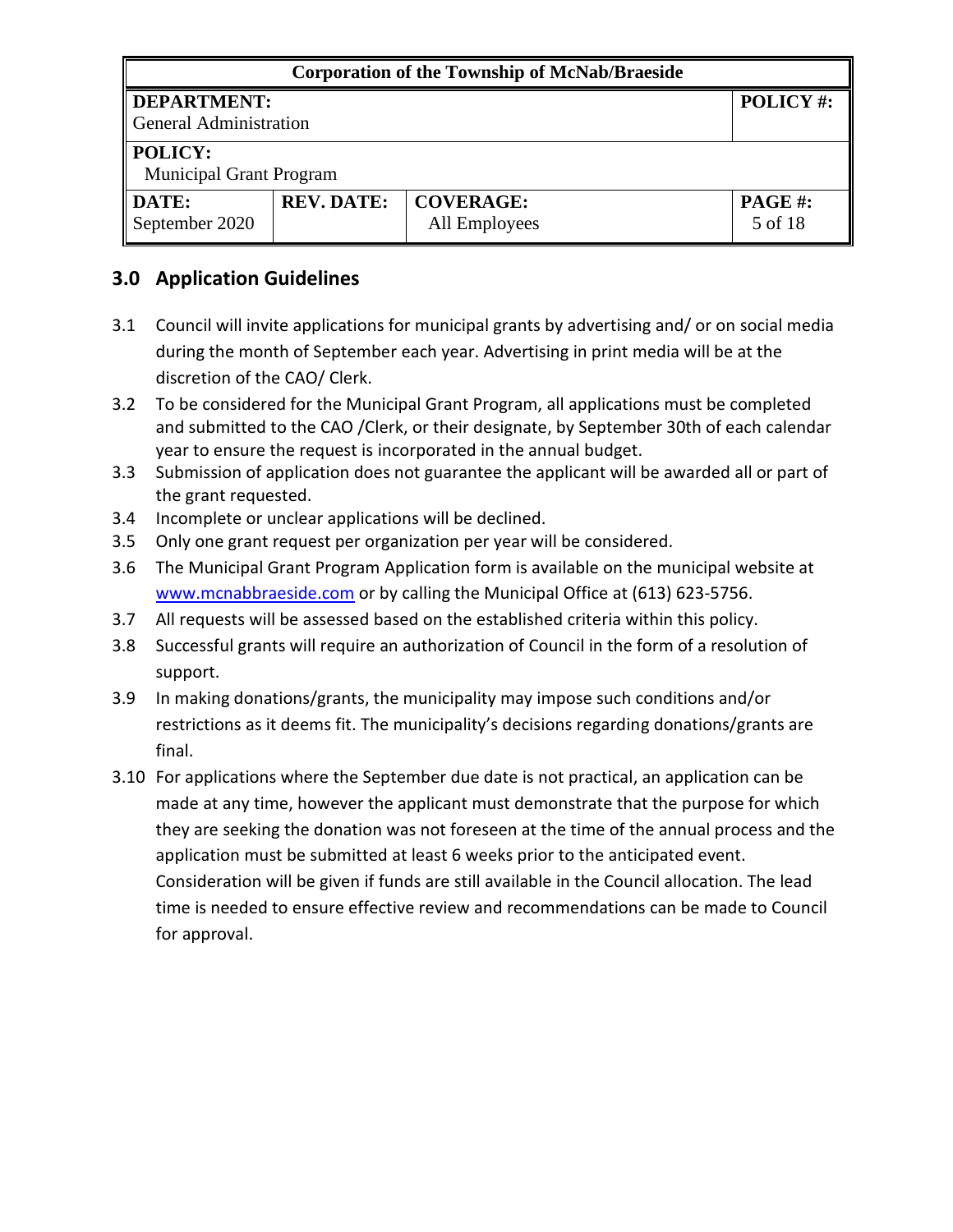## 3.0 Application Guidelines

3.1 Council will invite applications for municipal grants by advertising and/ or on social media during the month of September each year. Advertising in print media will be at the discretion of the CAO/ Clerk.

3.2 To be considered for the Municipal Grant Program, all applications must be completed and submitted to the CAO /Clerk, or their designate, by September 30th of each calendar year to ensure the request is incorporated in the annual budget.

3.3 Submission of application does not guarantee the applicant will be awarded all or part of the grant requested.

3.4 Incomplete or unclear applications will be declined.

3.5 Only one grant request per organization per year will be considered.

3.6 The Municipal Grant Program Application form is available on the municipal website at www.mcnabbraeside.com or by calling the Municipal Office at (613) 623-5756.

3.7 All requests will be assessed based on the established criteria within this policy.

3.8 Successful grants will require an authorization of Council in the form of a resolution of support.

3.9 In making donations/grants, the municipality may impose such conditions and/or restrictions as it deems fit. The municipality's decisions regarding donations/grants are final.

3.10 For applications where the September due date is not practical, an application can be made at any time, however the applicant must demonstrate that the purpose for which they are seeking the donation was not foreseen at the time of the annual process and the application must be submitted at least 6 weeks prior to the anticipated event. Consideration will be given if funds are still available in the Council allocation. The lead time is needed to ensure effective review and recommendations can be made to Council for approval.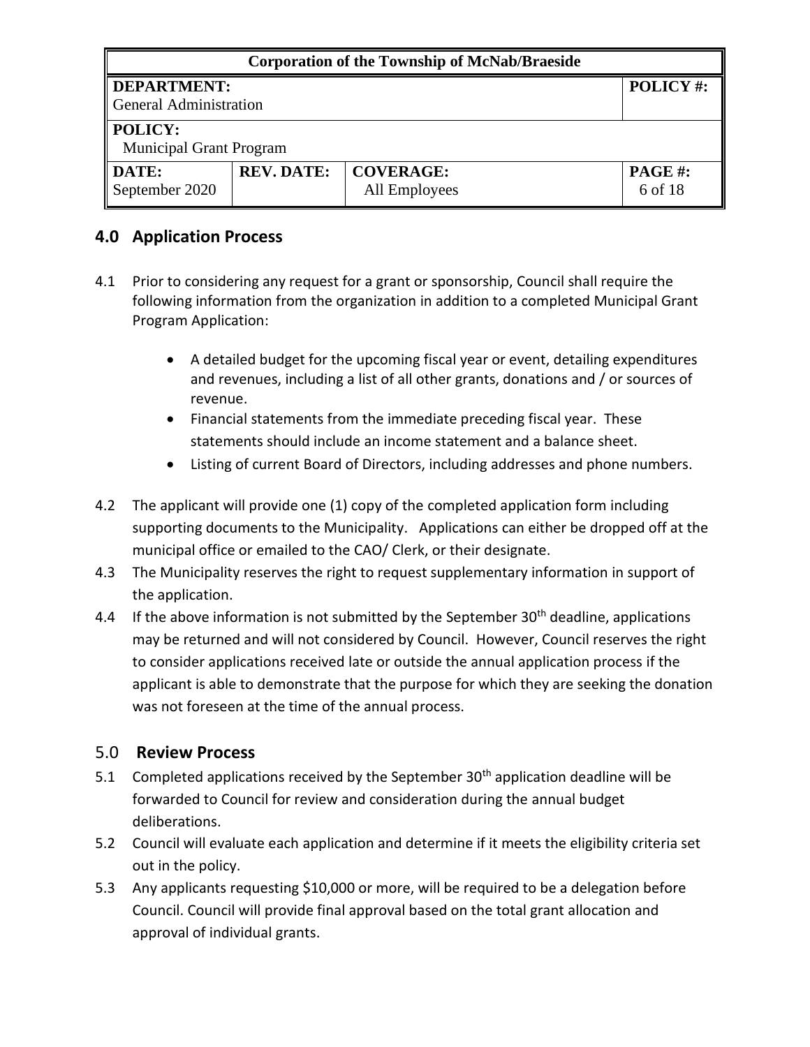## 4.0 Application Process

4.1 Prior to considering any request for a grant or sponsorship, Council shall require the following information from the organization in addition to a completed Municipal Grant Program Application:

- A detailed budget for the upcoming fiscal year or event, detailing expenditures and revenues, including a list of all other grants, donations and / or sources of revenue.
- Financial statements from the immediate preceding fiscal year. These statements should include an income statement and a balance sheet.
- Listing of current Board of Directors, including addresses and phone numbers.

4.2 The applicant will provide one (1) copy of the completed application form including supporting documents to the Municipality. Applications can either be dropped off at the municipal office or emailed to the CAO/ Clerk, or their designate.

4.3 The Municipality reserves the right to request supplementary information in support of the application.

4.4 If the above information is not submitted by the September 30th deadline, applications may be returned and will not considered by Council. However, Council reserves the right to consider applications received late or outside the annual application process if the applicant is able to demonstrate that the purpose for which they are seeking the donation was not foreseen at the time of the annual process.

## 5.0 Review Process

5.1 Completed applications received by the September 30th application deadline will be forwarded to Council for review and consideration during the annual budget deliberations.

5.2 Council will evaluate each application and determine if it meets the eligibility criteria set out in the policy.

5.3 Any applicants requesting $10,000 or more, will be required to be a delegation before Council. Council will provide final approval based on the total grant allocation and approval of individual grants.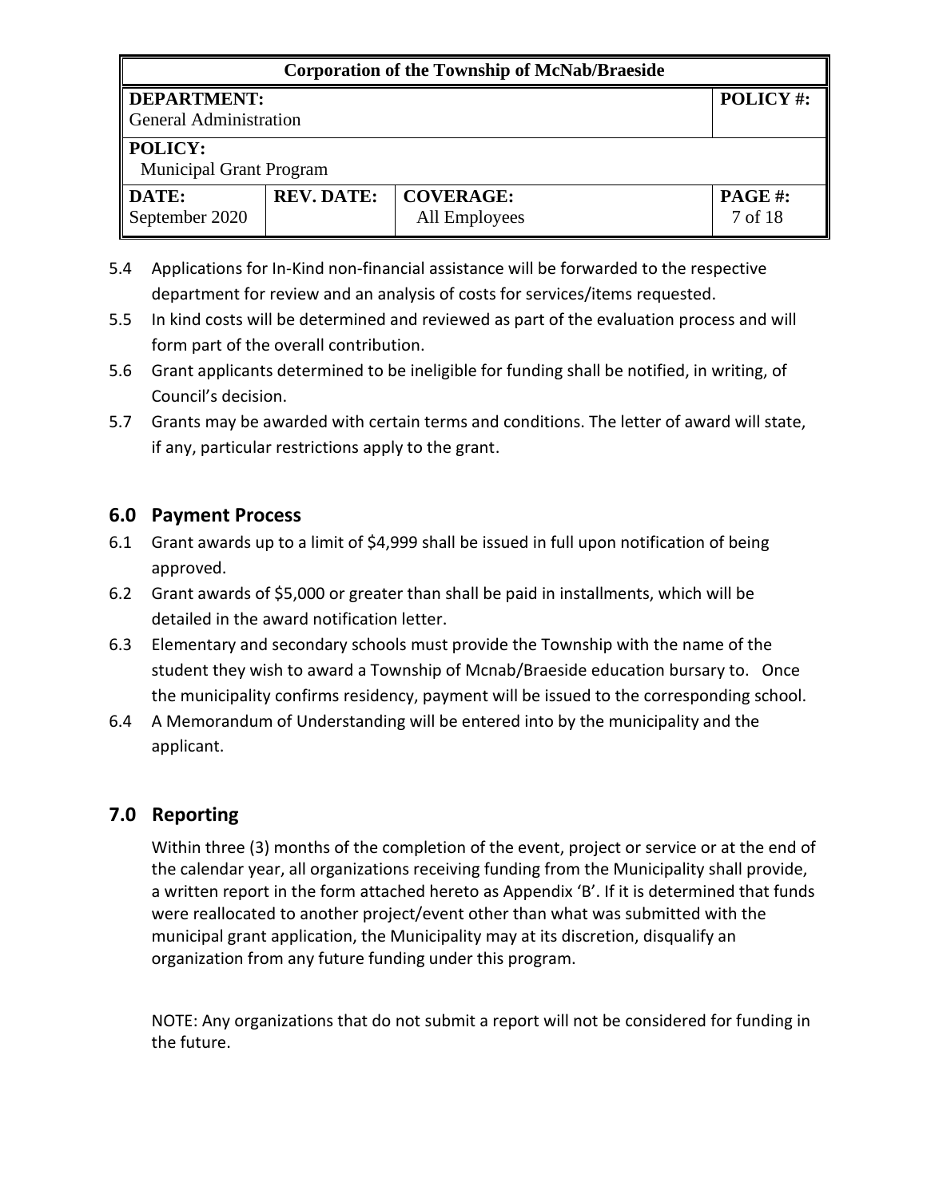5.4 Applications for In-Kind non-financial assistance will be forwarded to the respective department for review and an analysis of costs for services/items requested.

5.5 In kind costs will be determined and reviewed as part of the evaluation process and will form part of the overall contribution.

5.6 Grant applicants determined to be ineligible for funding shall be notified, in writing, of Council's decision.

5.7 Grants may be awarded with certain terms and conditions. The letter of award will state, if any, particular restrictions apply to the grant.

## 6.0 Payment Process

6.1 Grant awards up to a limit of $4,999 shall be issued in full upon notification of being approved.

6.2 Grant awards of $5,000 or greater than shall be paid in installments, which will be detailed in the award notification letter.

6.3 Elementary and secondary schools must provide the Township with the name of the student they wish to award a Township of Mcnab/Braeside education bursary to. Once the municipality confirms residency, payment will be issued to the corresponding school.

6.4 A Memorandum of Understanding will be entered into by the municipality and the applicant.

## 7.0 Reporting

Within three (3) months of the completion of the event, project or service or at the end of the calendar year, all organizations receiving funding from the Municipality shall provide, a written report in the form attached hereto as Appendix 'B'. If it is determined that funds were reallocated to another project/event other than what was submitted with the municipal grant application, the Municipality may at its discretion, disqualify an organization from any future funding under this program.

NOTE: Any organizations that do not submit a report will not be considered for funding in the future.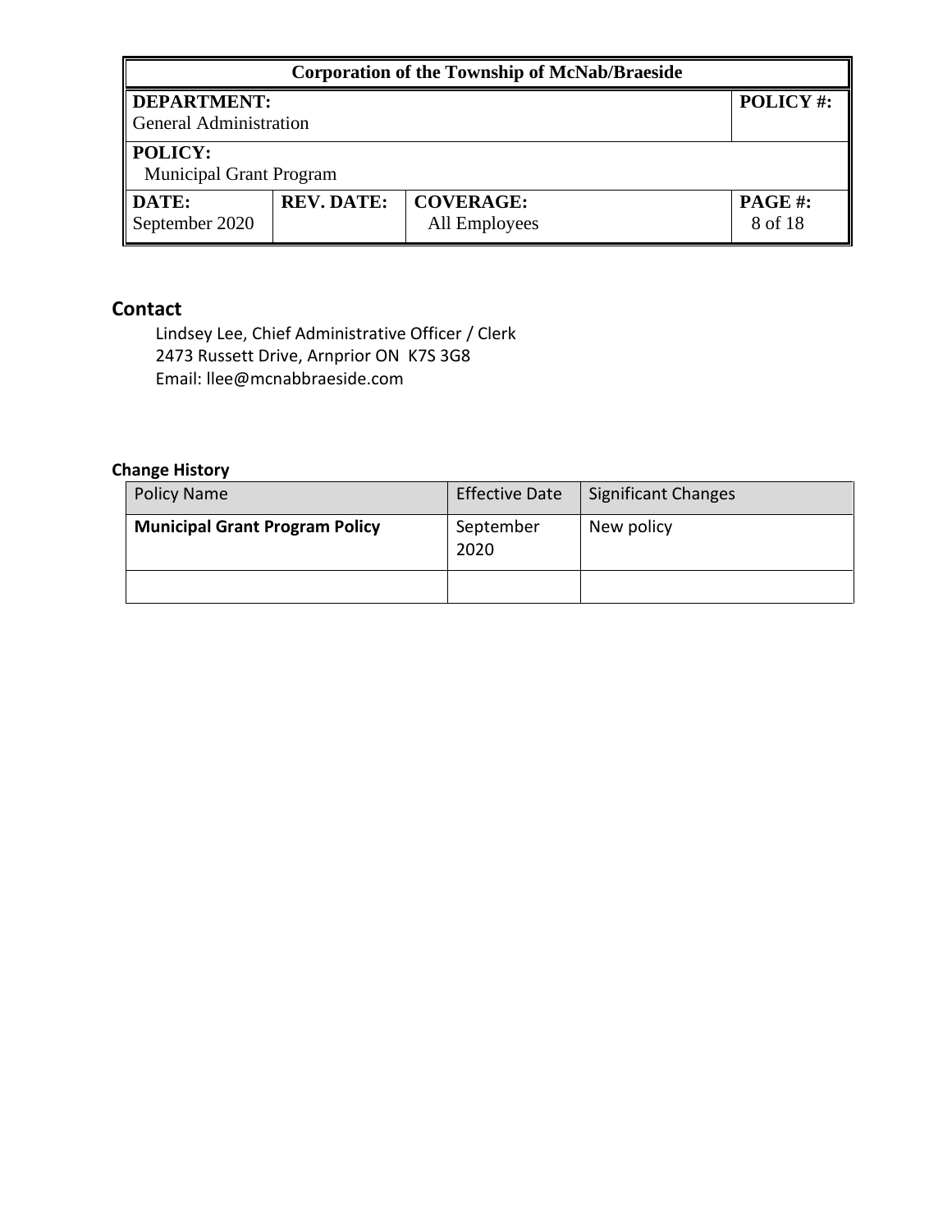## Contact

Lindsey Lee, Chief Administrative Officer / Clerk
2473 Russett Drive, Arnprior ON K7S 3G8
Email: llee@mcnabbraeside.com

### Change History

| Policy Name | Effective Date | Significant Changes |
|---|---|---|
| **Municipal Grant Program Policy** | September 2020 | New policy |
| | | |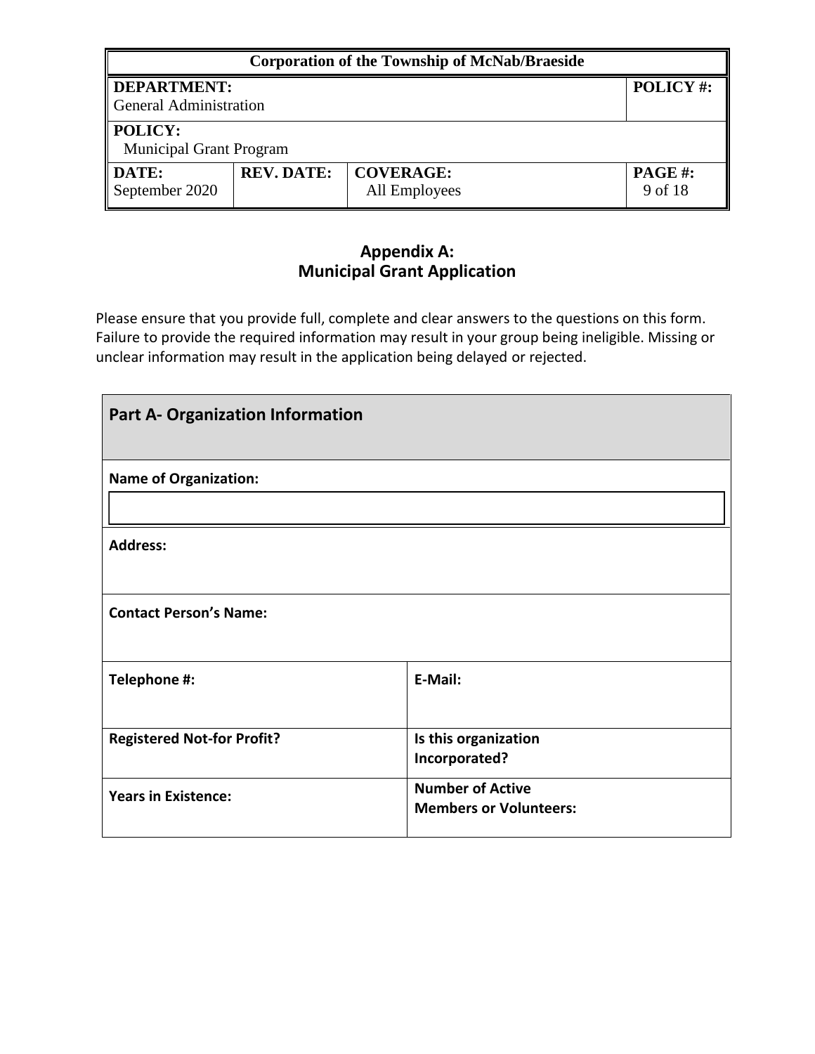| Corporation of the Township of McNab/Braeside | | | |
|---|---|---|---|
| **DEPARTMENT:** General Administration | | | **POLICY #:** |
| **POLICY:** Municipal Grant Program | | | |
| **DATE:** September 2020 | **REV. DATE:** | **COVERAGE:** All Employees | **PAGE #:** 9 of 18 |

## Appendix A:
## Municipal Grant Application

Please ensure that you provide full, complete and clear answers to the questions on this form. Failure to provide the required information may result in your group being ineligible. Missing or unclear information may result in the application being delayed or rejected.

| **Part A- Organization Information** | |
|---|---|
| **Name of Organization:** | |
| **Address:** | |
| **Contact Person's Name:** | |
| **Telephone #:** | **E-Mail:** |
| **Registered Not-for Profit?** | **Is this organization Incorporated?** |
| **Years in Existence:** | **Number of Active Members or Volunteers:** |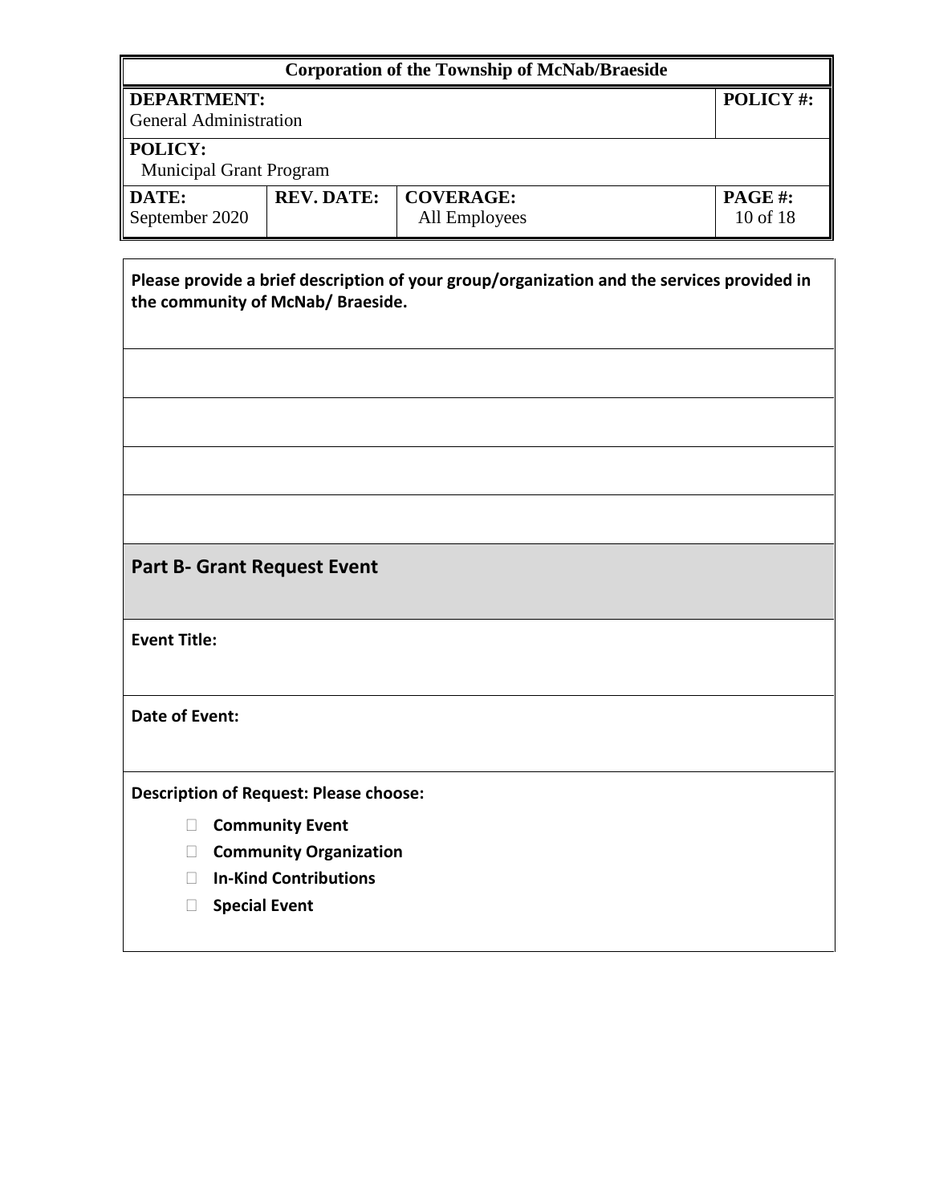| Corporation of the Township of McNab/Braeside | | | |
|---|---|---|---|
| **DEPARTMENT:** General Administration | | | **POLICY #:** |
| **POLICY:** Municipal Grant Program | | | |
| **DATE:** September 2020 | **REV. DATE:** | **COVERAGE:** All Employees | **PAGE #:** 10 of 18 |

**Please provide a brief description of your group/organization and the services provided in the community of McNab/ Braeside.**

## Part B- Grant Request Event

**Event Title:**

**Date of Event:**

**Description of Request: Please choose:**

- ☐ **Community Event**
- ☐ **Community Organization**
- ☐ **In-Kind Contributions**
- ☐ **Special Event**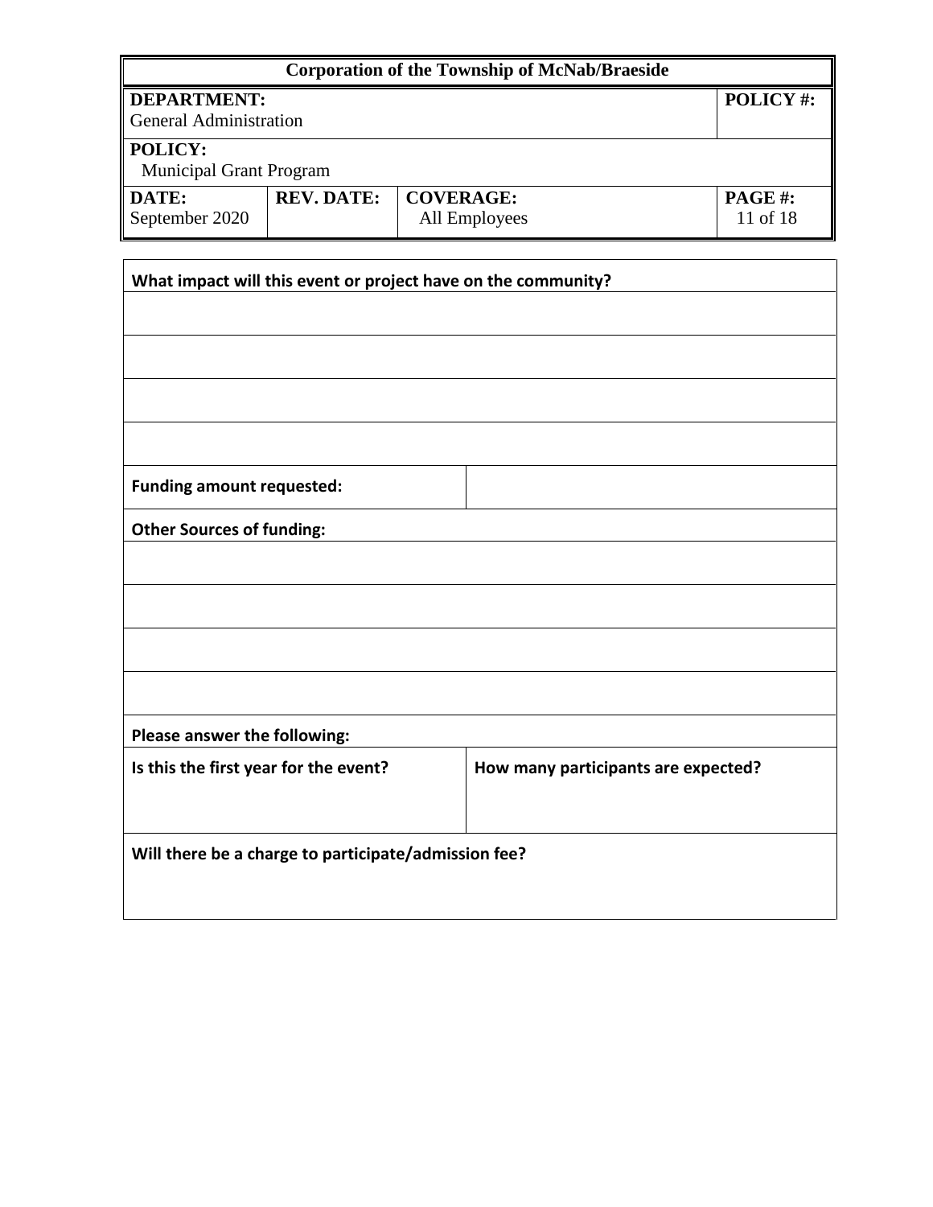| Corporation of the Township of McNab/Braeside | | | |
|---|---|---|---|
| **DEPARTMENT:** General Administration | | | **POLICY #:** |
| **POLICY:** Municipal Grant Program | | | |
| **DATE:** September 2020 | **REV. DATE:** | **COVERAGE:** All Employees | **PAGE #:** 11 of 18 |

| **What impact will this event or project have on the community?** | |
|---|---|
| | |
| | |
| | |
| | |
| **Funding amount requested:** | |
| **Other Sources of funding:** | |
| | |
| | |
| | |
| | |
| **Please answer the following:** | |
| **Is this the first year for the event?** | **How many participants are expected?** |
| **Will there be a charge to participate/admission fee?** | |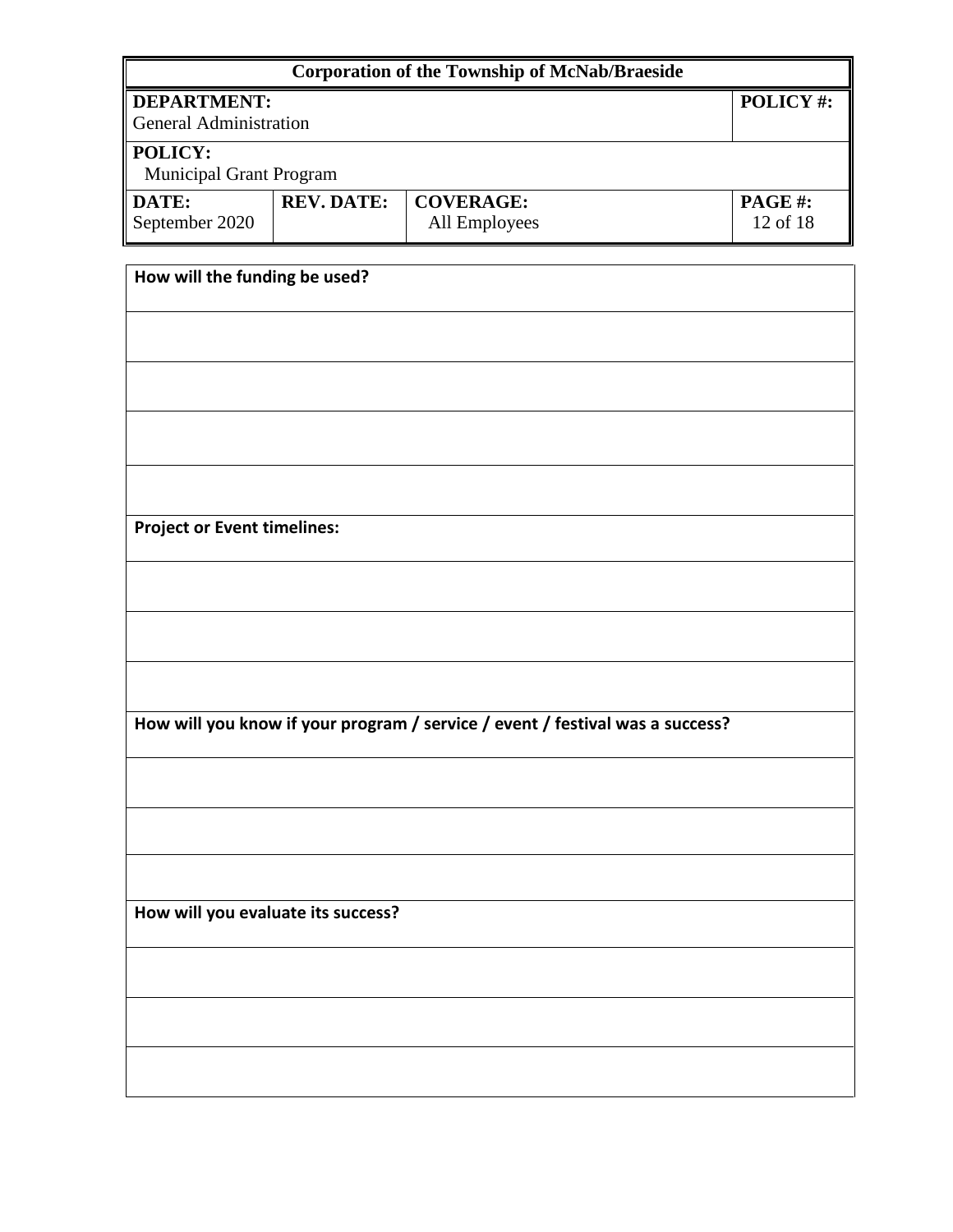| Corporation of the Township of McNab/Braeside | | | |
|---|---|---|---|
| **DEPARTMENT:** General Administration | | | **POLICY #:** |
| **POLICY:** Municipal Grant Program | | | |
| **DATE:** September 2020 | **REV. DATE:** | **COVERAGE:** All Employees | **PAGE #:** 12 of 18 |

| **How will the funding be used?** |
|---|
| |
| |
| |
| |
| **Project or Event timelines:** |
| |
| |
| |
| **How will you know if your program / service / event / festival was a success?** |
| |
| |
| |
| **How will you evaluate its success?** |
| |
| |
| |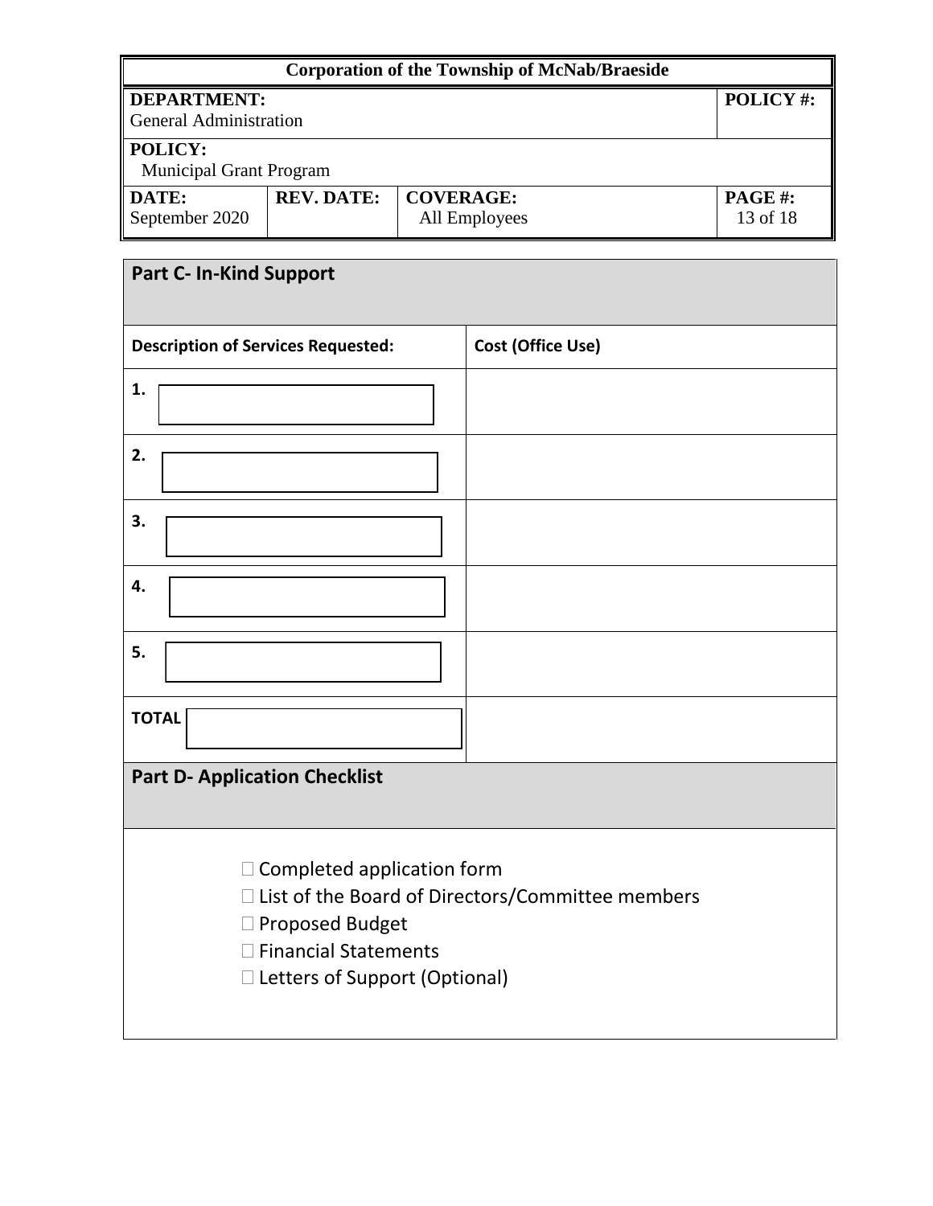| Corporation of the Township of McNab/Braeside | | | |
|---|---|---|---|
| **DEPARTMENT:** General Administration | | | **POLICY #:** |
| **POLICY:** Municipal Grant Program | | | |
| **DATE:** September 2020 | **REV. DATE:** | **COVERAGE:** All Employees | **PAGE #:** 13 of 18 |

## Part C- In-Kind Support

| Description of Services Requested: | Cost (Office Use) |
|---|---|
| **1.** | |
| **2.** | |
| **3.** | |
| **4.** | |
| **5.** | |
| **TOTAL** | |

## Part D- Application Checklist

- ☐ Completed application form
- ☐ List of the Board of Directors/Committee members
- ☐ Proposed Budget
- ☐ Financial Statements
- ☐ Letters of Support (Optional)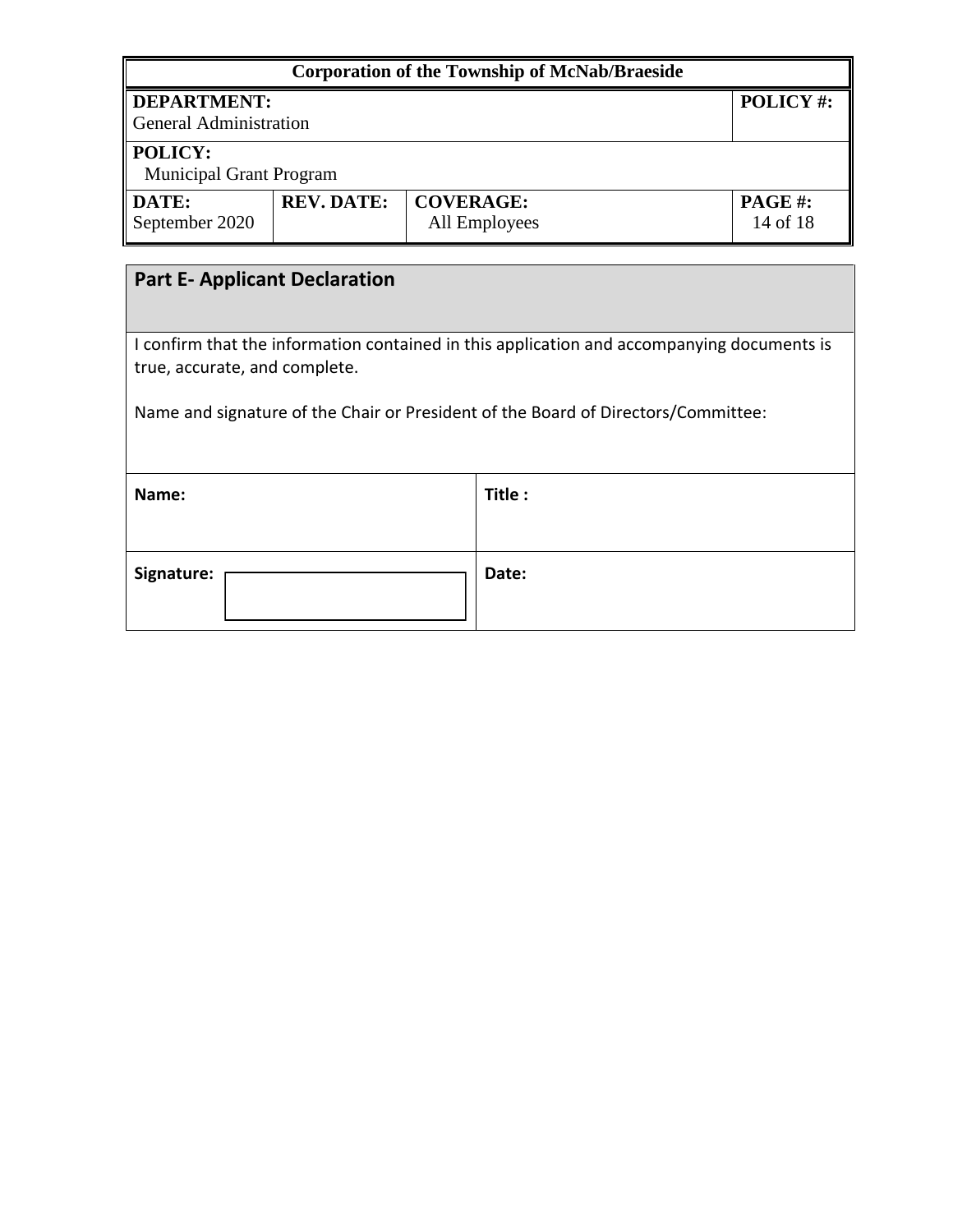## Part E- Applicant Declaration

I confirm that the information contained in this application and accompanying documents is true, accurate, and complete.

Name and signature of the Chair or President of the Board of Directors/Committee:

| **Name:** | **Title :** |
|---|---|
| **Signature:** | **Date:** |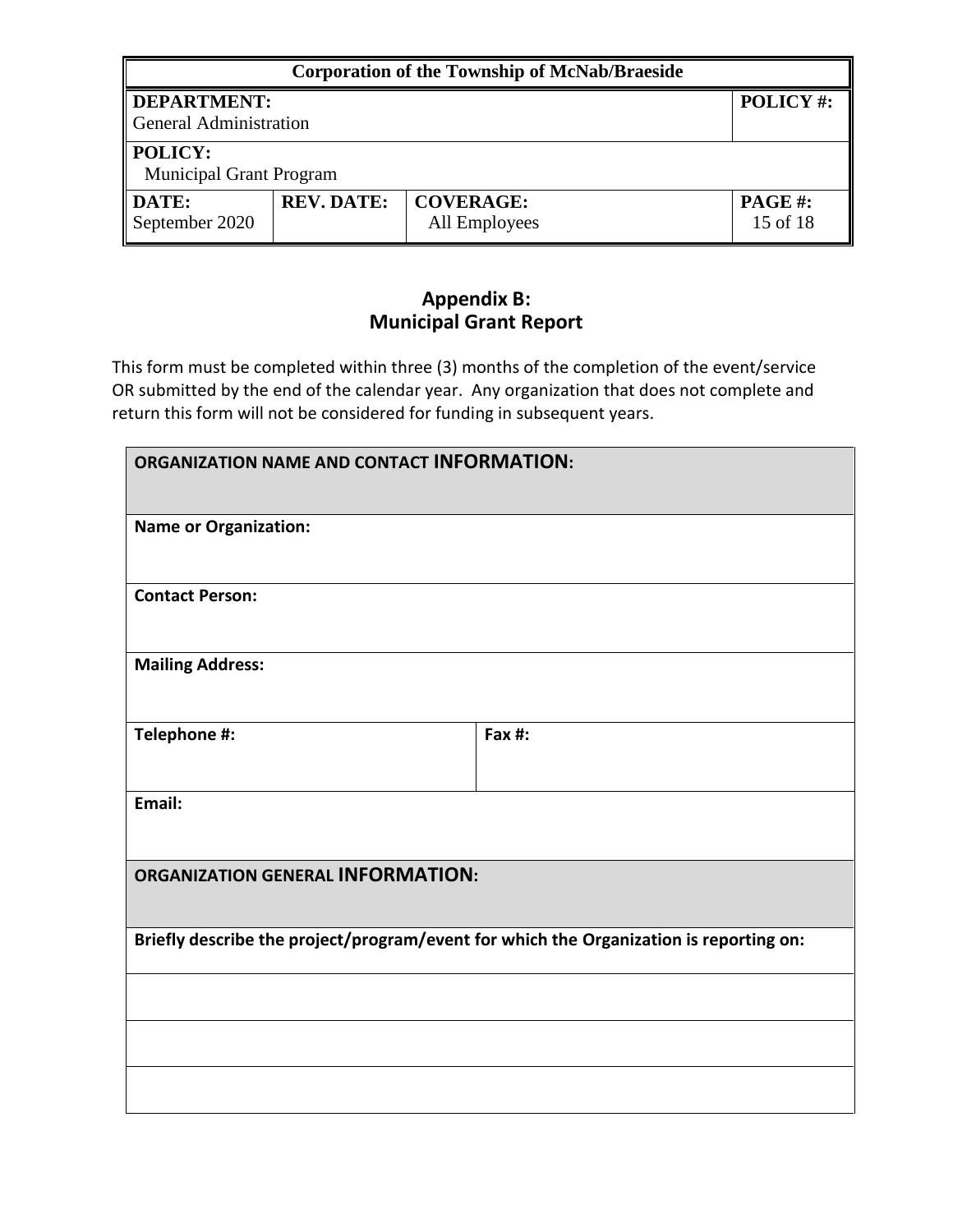| Corporation of the Township of McNab/Braeside | | | |
|---|---|---|---|
| **DEPARTMENT:** General Administration | | | **POLICY #:** |
| **POLICY:** Municipal Grant Program | | | |
| **DATE:** September 2020 | **REV. DATE:** | **COVERAGE:** All Employees | **PAGE #:** 15 of 18 |

## Appendix B:
## Municipal Grant Report

This form must be completed within three (3) months of the completion of the event/service OR submitted by the end of the calendar year. Any organization that does not complete and return this form will not be considered for funding in subsequent years.

| **ORGANIZATION NAME AND CONTACT INFORMATION:** | |
|---|---|
| **Name or Organization:** | |
| **Contact Person:** | |
| **Mailing Address:** | |
| **Telephone #:** | **Fax #:** |
| **Email:** | |
| **ORGANIZATION GENERAL INFORMATION:** | |
| **Briefly describe the project/program/event for which the Organization is reporting on:** | |
| | |
| | |
| | |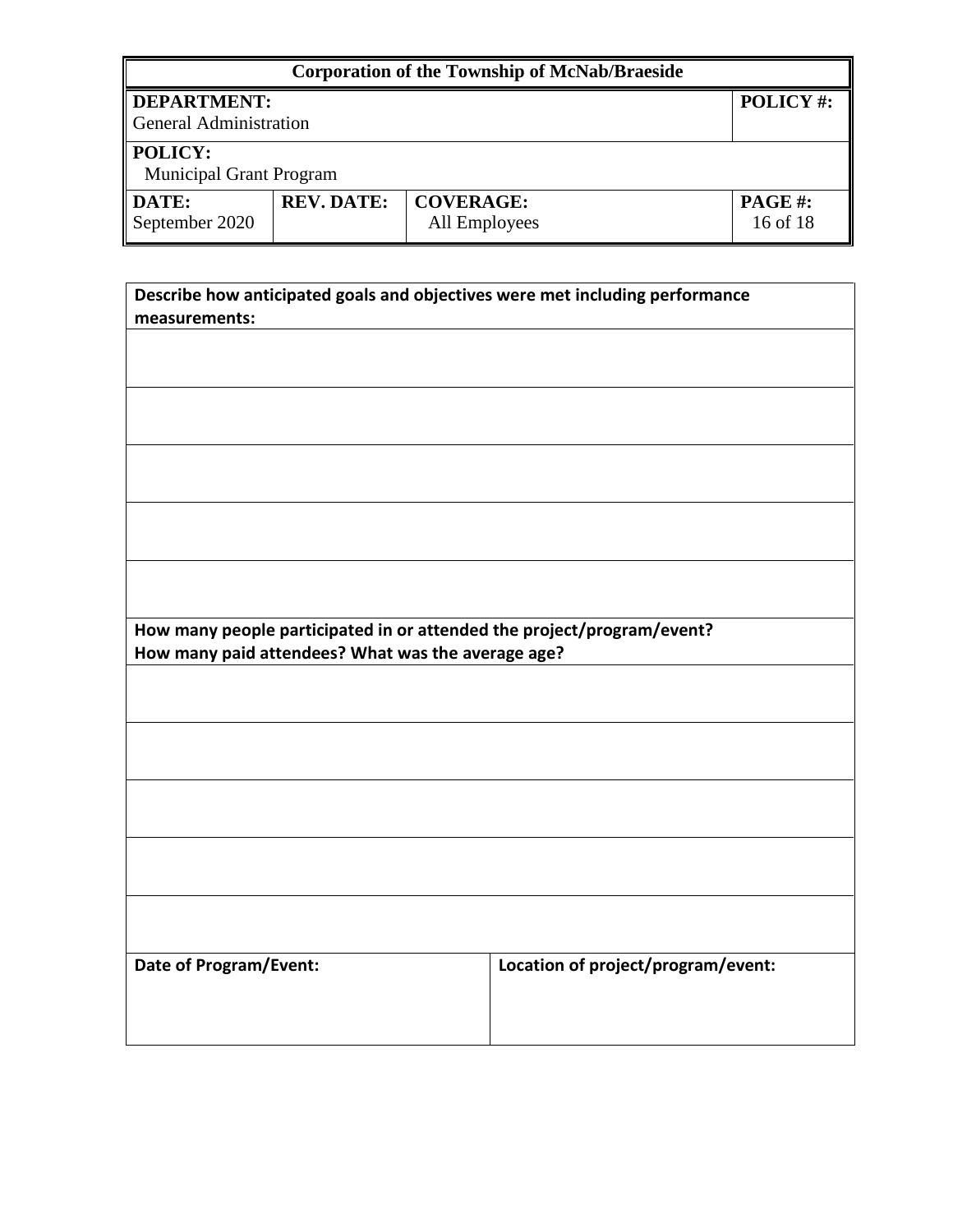| Describe how anticipated goals and objectives were met including performance measurements: |
|---|
| |
| |
| |
| |
| |

| How many people participated in or attended the project/program/event? How many paid attendees? What was the average age? |
|---|
| |
| |
| |
| |
| |

| Date of Program/Event: | Location of project/program/event: |
|---|---|
| | |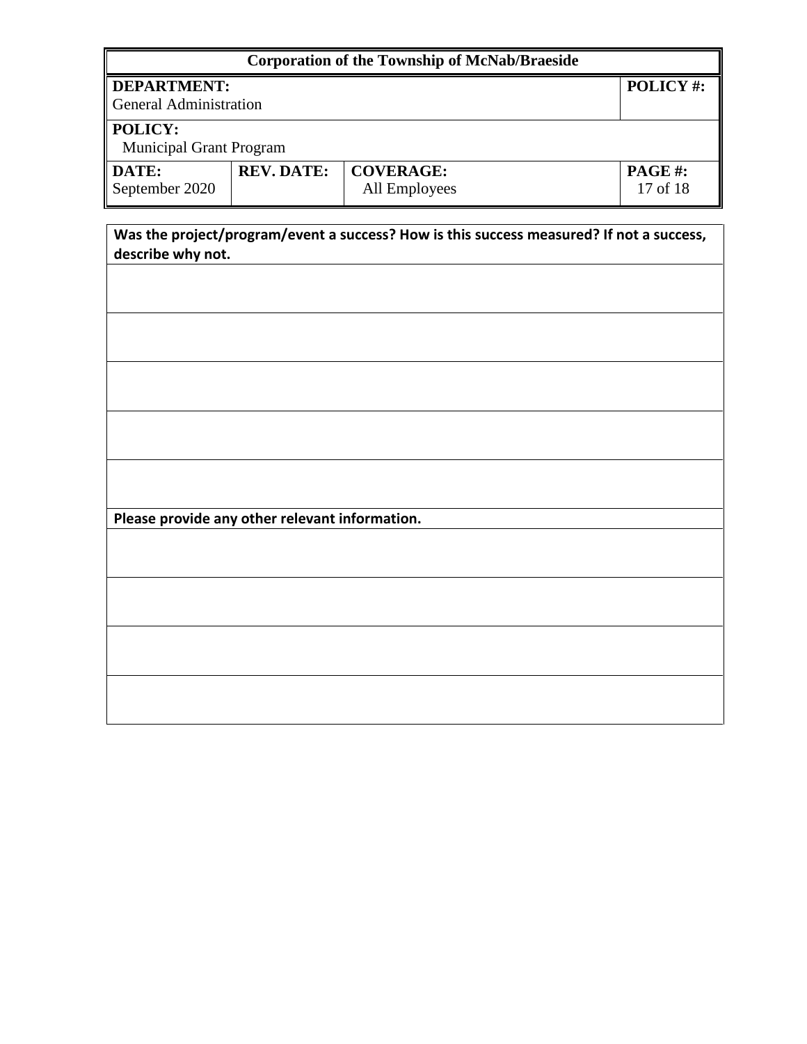| Corporation of the Township of McNab/Braeside | | | |
|---|---|---|---|
| **DEPARTMENT:** General Administration | | | **POLICY #:** |
| **POLICY:** Municipal Grant Program | | | |
| **DATE:** September 2020 | **REV. DATE:** | **COVERAGE:** All Employees | **PAGE #:** 17 of 18 |

| **Was the project/program/event a success? How is this success measured? If not a success, describe why not.** |
|---|
| |
| |
| |
| |
| |
| **Please provide any other relevant information.** |
| |
| |
| |
| |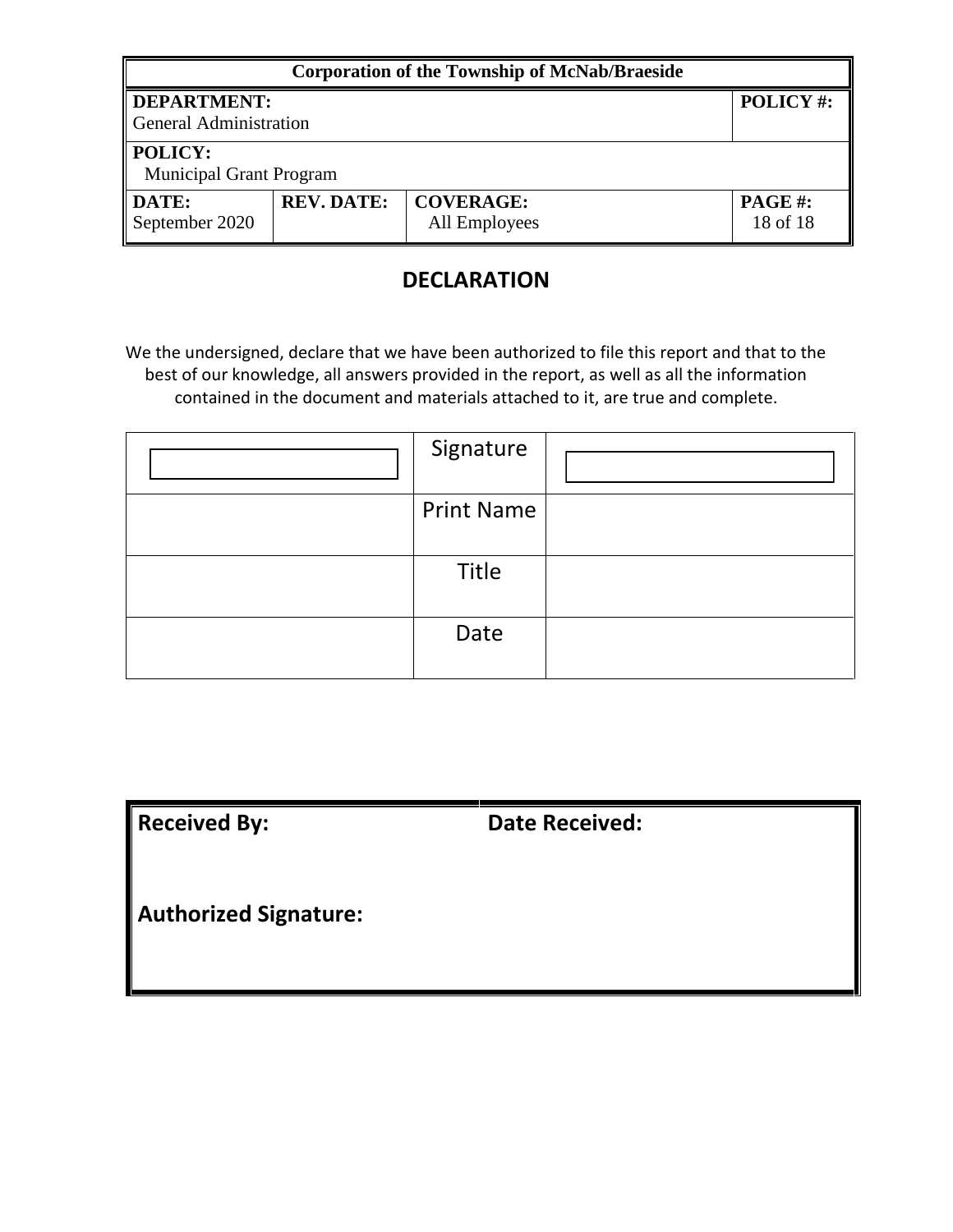| Corporation of the Township of McNab/Braeside | | | |
|---|---|---|---|
| **DEPARTMENT:** General Administration | | | **POLICY #:** |
| **POLICY:** Municipal Grant Program | | | |
| **DATE:** September 2020 | **REV. DATE:** | **COVERAGE:** All Employees | **PAGE #:** 18 of 18 |

## DECLARATION

We the undersigned, declare that we have been authorized to file this report and that to the best of our knowledge, all answers provided in the report, as well as all the information contained in the document and materials attached to it, are true and complete.

| | | |
|---|---|---|
| | Signature | |
| | Print Name | |
| | Title | |
| | Date | |

| | |
|---|---|
| **Received By:** | **Date Received:** |
| **Authorized Signature:** | |